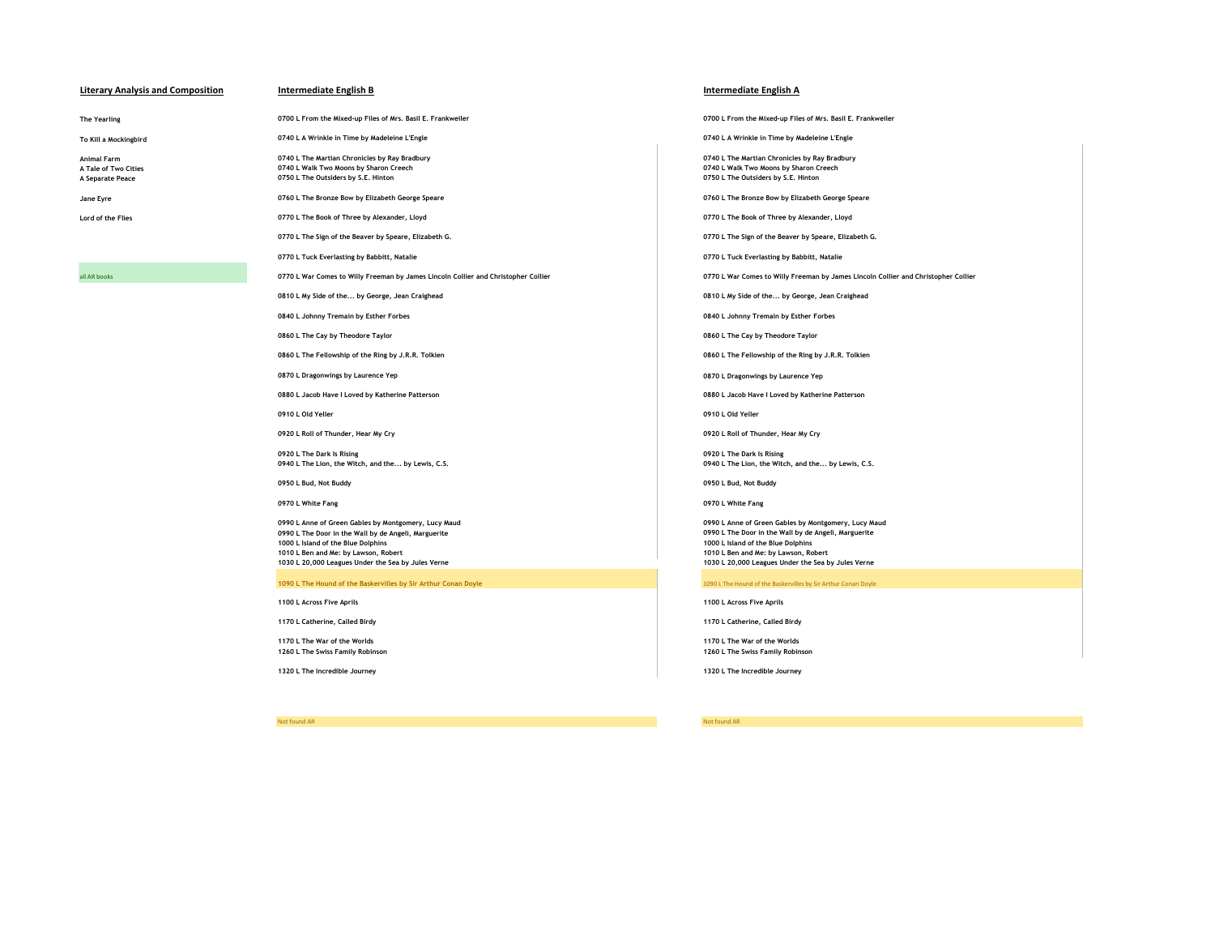## Literary Analysis and Composition

The Yearling

To Kill a Mockingbird

Animal Farm
A Tale of Two Cities
A Separate Peace

Jane Eyre

Lord of the Flies

all AR books

## Intermediate English B

0700 L From the Mixed-up Files of Mrs. Basil E. Frankweiler

0740 L A Wrinkle in Time by Madeleine L'Engle

0740 L The Martian Chronicles by Ray Bradbury
0740 L Walk Two Moons by Sharon Creech
0750 L The Outsiders by S.E. Hinton

0760 L The Bronze Bow by Elizabeth George Speare

0770 L The Book of Three by Alexander, Lloyd

0770 L The Sign of the Beaver by Speare, Elizabeth G.

0770 L Tuck Everlasting by Babbitt, Natalie

0770 L War Comes to Willy Freeman by James Lincoln Collier and Christopher Collier

0810 L My Side of the... by George, Jean Craighead

0840 L Johnny Tremain by Esther Forbes

0860 L The Cay by Theodore Taylor

0860 L The Fellowship of the Ring by J.R.R. Tolkien

0870 L Dragonwings by Laurence Yep

0880 L Jacob Have I Loved by Katherine Patterson

0910 L Old Yeller

0920 L Roll of Thunder, Hear My Cry

0920 L The Dark Is Rising
0940 L The Lion, the Witch, and the... by Lewis, C.S.

0950 L Bud, Not Buddy

0970 L White Fang

0990 L Anne of Green Gables by Montgomery, Lucy Maud
0990 L The Door in the Wall by de Angeli, Marguerite
1000 L Island of the Blue Dolphins
1010 L Ben and Me: by Lawson, Robert
1030 L 20,000 Leagues Under the Sea by Jules Verne

1090 L The Hound of the Baskervilles by Sir Arthur Conan Doyle

1100 L Across Five Aprils

1170 L Catherine, Called Birdy

1170 L The War of the Worlds
1260 L The Swiss Family Robinson

1320 L The Incredible Journey

Not found AR

## Intermediate English A

0700 L From the Mixed-up Files of Mrs. Basil E. Frankweiler

0740 L A Wrinkle in Time by Madeleine L'Engle

0740 L The Martian Chronicles by Ray Bradbury
0740 L Walk Two Moons by Sharon Creech
0750 L The Outsiders by S.E. Hinton

0760 L The Bronze Bow by Elizabeth George Speare

0770 L The Book of Three by Alexander, Lloyd

0770 L The Sign of the Beaver by Speare, Elizabeth G.

0770 L Tuck Everlasting by Babbitt, Natalie

0770 L War Comes to Willy Freeman by James Lincoln Collier and Christopher Collier

0810 L My Side of the... by George, Jean Craighead

0840 L Johnny Tremain by Esther Forbes

0860 L The Cay by Theodore Taylor

0860 L The Fellowship of the Ring by J.R.R. Tolkien

0870 L Dragonwings by Laurence Yep

0880 L Jacob Have I Loved by Katherine Patterson

0910 L Old Yeller

0920 L Roll of Thunder, Hear My Cry

0920 L The Dark Is Rising
0940 L The Lion, the Witch, and the... by Lewis, C.S.

0950 L Bud, Not Buddy

0970 L White Fang

0990 L Anne of Green Gables by Montgomery, Lucy Maud
0990 L The Door in the Wall by de Angeli, Marguerite
1000 L Island of the Blue Dolphins
1010 L Ben and Me: by Lawson, Robert
1030 L 20,000 Leagues Under the Sea by Jules Verne

1090 L The Hound of the Baskervilles by Sir Arthur Conan Doyle

1100 L Across Five Aprils

1170 L Catherine, Called Birdy

1170 L The War of the Worlds
1260 L The Swiss Family Robinson

1320 L The Incredible Journey

Not found AR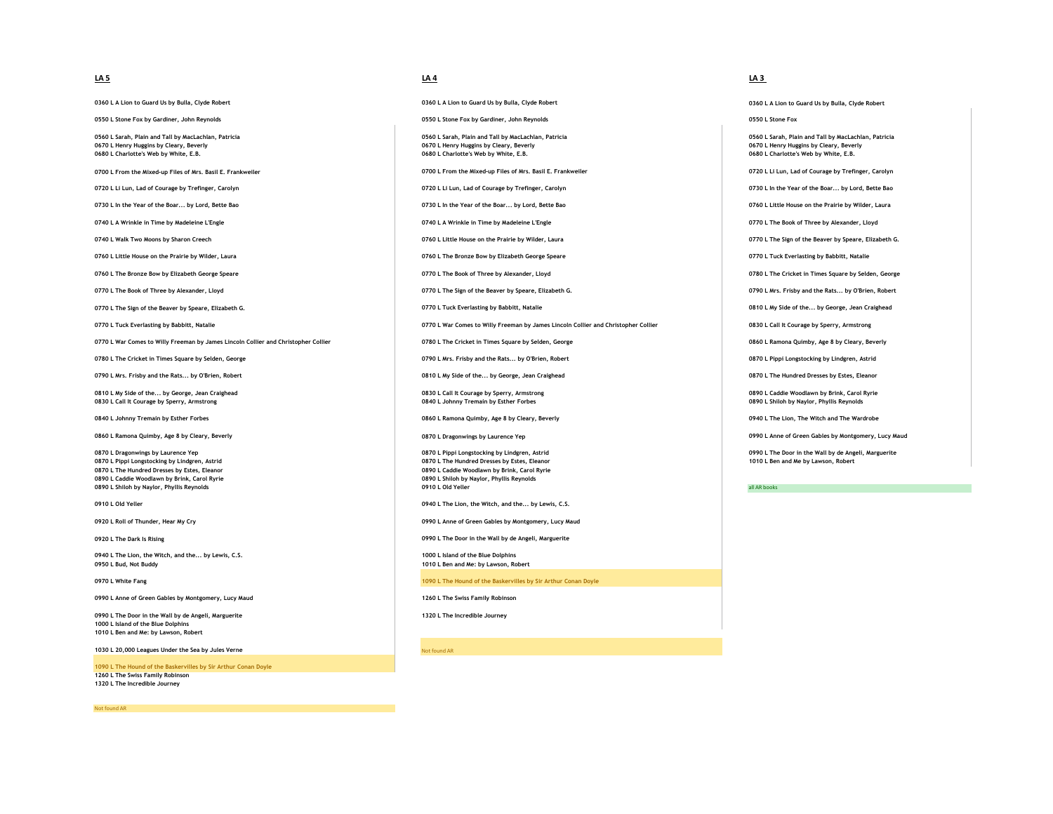## LA 5

0360 L A Lion to Guard Us by Bulla, Clyde Robert

0550 L Stone Fox by Gardiner, John Reynolds

0560 L Sarah, Plain and Tall by MacLachlan, Patricia
0670 L Henry Huggins by Cleary, Beverly
0680 L Charlotte's Web by White, E.B.

0700 L From the Mixed-up Files of Mrs. Basil E. Frankweiler

0720 L Li Lun, Lad of Courage by Trefinger, Carolyn

0730 L In the Year of the Boar... by Lord, Bette Bao

0740 L A Wrinkle in Time by Madeleine L'Engle

0740 L Walk Two Moons by Sharon Creech

0760 L Little House on the Prairie by Wilder, Laura

0760 L The Bronze Bow by Elizabeth George Speare

0770 L The Book of Three by Alexander, Lloyd

0770 L The Sign of the Beaver by Speare, Elizabeth G.

0770 L Tuck Everlasting by Babbitt, Natalie

0770 L War Comes to Willy Freeman by James Lincoln Collier and Christopher Collier

0780 L The Cricket in Times Square by Selden, George

0790 L Mrs. Frisby and the Rats... by O'Brien, Robert

0810 L My Side of the... by George, Jean Craighead
0830 L Call It Courage by Sperry, Armstrong

0840 L Johnny Tremain by Esther Forbes

0860 L Ramona Quimby, Age 8 by Cleary, Beverly

0870 L Dragonwings by Laurence Yep
0870 L Pippi Longstocking by Lindgren, Astrid
0870 L The Hundred Dresses by Estes, Eleanor
0890 L Caddie Woodlawn by Brink, Carol Ryrie
0890 L Shiloh by Naylor, Phyllis Reynolds

0910 L Old Yeller

0920 L Roll of Thunder, Hear My Cry

0920 L The Dark Is Rising

0940 L The Lion, the Witch, and the... by Lewis, C.S.
0950 L Bud, Not Buddy

0970 L White Fang

0990 L Anne of Green Gables by Montgomery, Lucy Maud

0990 L The Door in the Wall by de Angeli, Marguerite
1000 L Island of the Blue Dolphins
1010 L Ben and Me: by Lawson, Robert

1030 L 20,000 Leagues Under the Sea by Jules Verne

1090 L The Hound of the Baskervilles by Sir Arthur Conan Doyle
1260 L The Swiss Family Robinson
1320 L The Incredible Journey

Not found AR

## LA 4

0360 L A Lion to Guard Us by Bulla, Clyde Robert

0550 L Stone Fox by Gardiner, John Reynolds

0560 L Sarah, Plain and Tall by MacLachlan, Patricia
0670 L Henry Huggins by Cleary, Beverly
0680 L Charlotte's Web by White, E.B.

0700 L From the Mixed-up Files of Mrs. Basil E. Frankweiler

0720 L Li Lun, Lad of Courage by Trefinger, Carolyn

0730 L In the Year of the Boar... by Lord, Bette Bao

0740 L A Wrinkle in Time by Madeleine L'Engle

0760 L Little House on the Prairie by Wilder, Laura

0760 L The Bronze Bow by Elizabeth George Speare

0770 L The Book of Three by Alexander, Lloyd

0770 L The Sign of the Beaver by Speare, Elizabeth G.

0770 L Tuck Everlasting by Babbitt, Natalie

0770 L War Comes to Willy Freeman by James Lincoln Collier and Christopher Collier

0780 L The Cricket in Times Square by Selden, George

0790 L Mrs. Frisby and the Rats... by O'Brien, Robert

0810 L My Side of the... by George, Jean Craighead

0830 L Call It Courage by Sperry, Armstrong
0840 L Johnny Tremain by Esther Forbes

0860 L Ramona Quimby, Age 8 by Cleary, Beverly

0870 L Dragonwings by Laurence Yep

0870 L Pippi Longstocking by Lindgren, Astrid
0870 L The Hundred Dresses by Estes, Eleanor
0890 L Caddie Woodlawn by Brink, Carol Ryrie
0890 L Shiloh by Naylor, Phyllis Reynolds
0910 L Old Yeller

0940 L The Lion, the Witch, and the... by Lewis, C.S.

0990 L Anne of Green Gables by Montgomery, Lucy Maud

0990 L The Door in the Wall by de Angeli, Marguerite

1000 L Island of the Blue Dolphins
1010 L Ben and Me: by Lawson, Robert

1090 L The Hound of the Baskervilles by Sir Arthur Conan Doyle

1260 L The Swiss Family Robinson

1320 L The Incredible Journey

Not found AR

## LA 3

0360 L A Lion to Guard Us by Bulla, Clyde Robert

0550 L Stone Fox

0560 L Sarah, Plain and Tall by MacLachlan, Patricia
0670 L Henry Huggins by Cleary, Beverly
0680 L Charlotte's Web by White, E.B.

0720 L Li Lun, Lad of Courage by Trefinger, Carolyn

0730 L In the Year of the Boar... by Lord, Bette Bao

0760 L Little House on the Prairie by Wilder, Laura

0770 L The Book of Three by Alexander, Lloyd

0770 L The Sign of the Beaver by Speare, Elizabeth G.

0770 L Tuck Everlasting by Babbitt, Natalie

0780 L The Cricket in Times Square by Selden, George

0790 L Mrs. Frisby and the Rats... by O'Brien, Robert

0810 L My Side of the... by George, Jean Craighead

0830 L Call It Courage by Sperry, Armstrong

0860 L Ramona Quimby, Age 8 by Cleary, Beverly

0870 L Pippi Longstocking by Lindgren, Astrid

0870 L The Hundred Dresses by Estes, Eleanor

0890 L Caddie Woodlawn by Brink, Carol Ryrie
0890 L Shiloh by Naylor, Phyllis Reynolds

0940 L The Lion, The Witch and The Wardrobe

0990 L Anne of Green Gables by Montgomery, Lucy Maud

0990 L The Door in the Wall by de Angeli, Marguerite
1010 L Ben and Me by Lawson, Robert

all AR books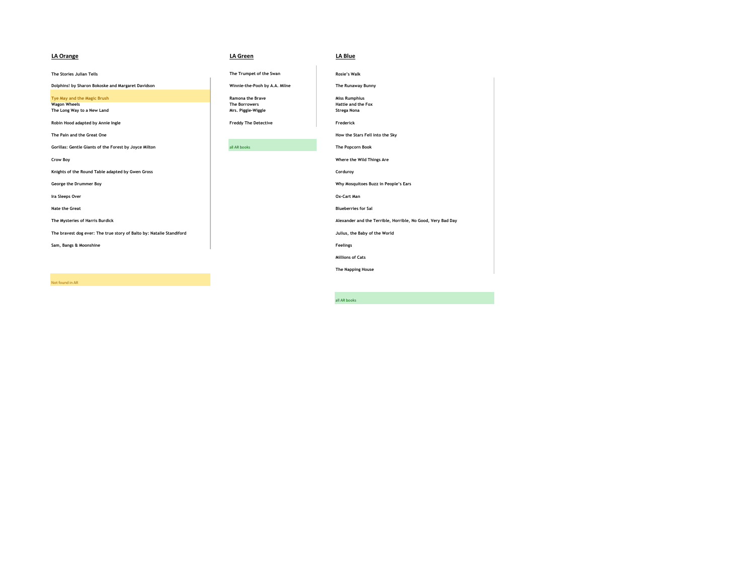## LA Orange

The Stories Julian Tells

Dolphins! by Sharon Bokoske and Margaret Davidson

Tye May and the Magic Brush
Wagon Wheels
The Long Way to a New Land

Robin Hood adapted by Annie Ingle

The Pain and the Great One

Gorillas: Gentle Giants of the Forest by Joyce Milton

Crow Boy

Knights of the Round Table adapted by Gwen Gross

George the Drummer Boy

Ira Sleeps Over

Nate the Great

The Mysteries of Harris Burdick

The bravest dog ever: The true story of Balto by: Natalie Standiford

Sam, Bangs & Moonshine

Not found in AR

## LA Green

The Trumpet of the Swan

Winnie-the-Pooh by A.A. Milne

Ramona the Brave
The Borrowers
Mrs. Piggle-Wiggle

Freddy The Detective

all AR books

## LA Blue

Rosie's Walk

The Runaway Bunny

Miss Rumphius
Hattie and the Fox
Strega Nona

Frederick

How the Stars Fell into the Sky

The Popcorn Book

Where the Wild Things Are

Corduroy

Why Mosquitoes Buzz in People's Ears

Ox-Cart Man

Blueberries for Sal

Alexander and the Terrible, Horrible, No Good, Very Bad Day

Julius, the Baby of the World

Feelings

Millions of Cats

The Napping House

all AR books